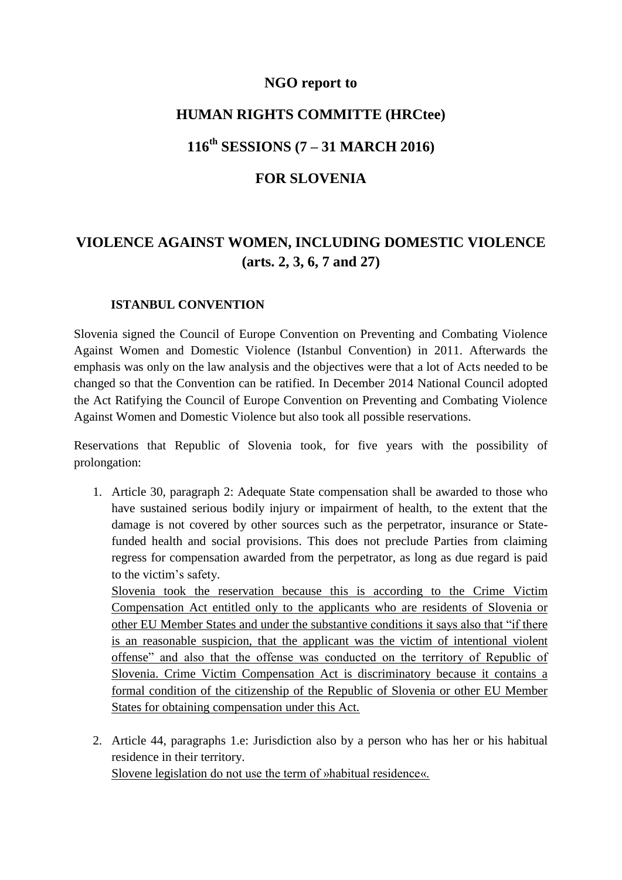# NGO report to

# HUMAN RIGHTS COMMITTE (HRCtee)

# 116th SESSIONS (7 – 31 MARCH 2016)

# FOR SLOVENIA

## VIOLENCE AGAINST WOMEN, INCLUDING DOMESTIC VIOLENCE (arts. 2, 3, 6, 7 and 27)

### ISTANBUL CONVENTION

Slovenia signed the Council of Europe Convention on Preventing and Combating Violence Against Women and Domestic Violence (Istanbul Convention) in 2011. Afterwards the emphasis was only on the law analysis and the objectives were that a lot of Acts needed to be changed so that the Convention can be ratified. In December 2014 National Council adopted the Act Ratifying the Council of Europe Convention on Preventing and Combating Violence Against Women and Domestic Violence but also took all possible reservations.

Reservations that Republic of Slovenia took, for five years with the possibility of prolongation:

1. Article 30, paragraph 2: Adequate State compensation shall be awarded to those who have sustained serious bodily injury or impairment of health, to the extent that the damage is not covered by other sources such as the perpetrator, insurance or State-funded health and social provisions. This does not preclude Parties from claiming regress for compensation awarded from the perpetrator, as long as due regard is paid to the victim's safety.
   <u>Slovenia took the reservation because this is according to the Crime Victim Compensation Act entitled only to the applicants who are residents of Slovenia or other EU Member States and under the substantive conditions it says also that "if there is an reasonable suspicion, that the applicant was the victim of intentional violent offense" and also that the offense was conducted on the territory of Republic of Slovenia. Crime Victim Compensation Act is discriminatory because it contains a formal condition of the citizenship of the Republic of Slovenia or other EU Member States for obtaining compensation under this Act.</u>

2. Article 44, paragraphs 1.e: Jurisdiction also by a person who has her or his habitual residence in their territory.
   <u>Slovene legislation do not use the term of »habitual residence«.</u>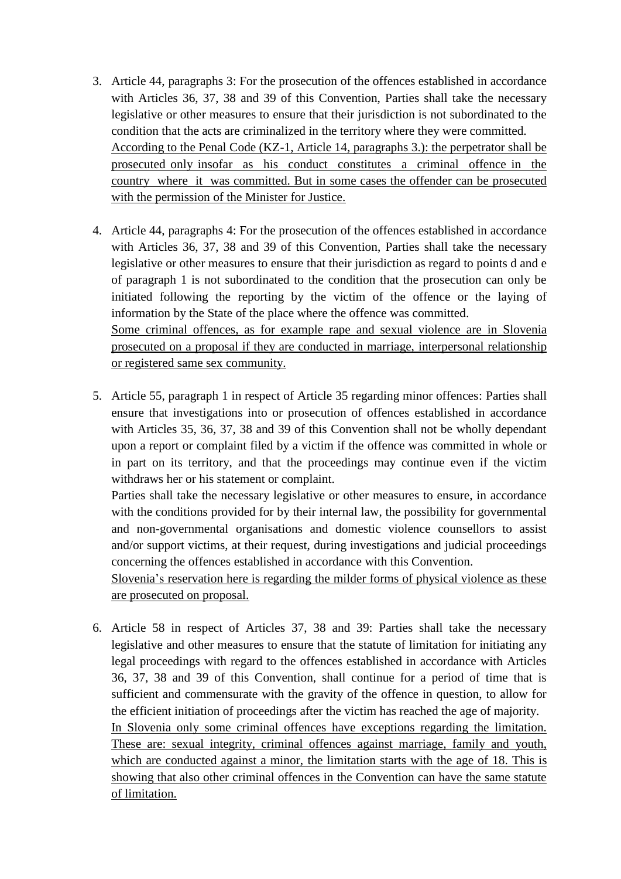3. Article 44, paragraphs 3: For the prosecution of the offences established in accordance with Articles 36, 37, 38 and 39 of this Convention, Parties shall take the necessary legislative or other measures to ensure that their jurisdiction is not subordinated to the condition that the acts are criminalized in the territory where they were committed.
   <u>According to the Penal Code (KZ-1, Article 14, paragraphs 3.): the perpetrator shall be prosecuted only insofar as his conduct constitutes a criminal offence in the country where it was committed. But in some cases the offender can be prosecuted with the permission of the Minister for Justice.</u>

4. Article 44, paragraphs 4: For the prosecution of the offences established in accordance with Articles 36, 37, 38 and 39 of this Convention, Parties shall take the necessary legislative or other measures to ensure that their jurisdiction as regard to points d and e of paragraph 1 is not subordinated to the condition that the prosecution can only be initiated following the reporting by the victim of the offence or the laying of information by the State of the place where the offence was committed.
   <u>Some criminal offences, as for example rape and sexual violence are in Slovenia prosecuted on a proposal if they are conducted in marriage, interpersonal relationship or registered same sex community.</u>

5. Article 55, paragraph 1 in respect of Article 35 regarding minor offences: Parties shall ensure that investigations into or prosecution of offences established in accordance with Articles 35, 36, 37, 38 and 39 of this Convention shall not be wholly dependant upon a report or complaint filed by a victim if the offence was committed in whole or in part on its territory, and that the proceedings may continue even if the victim withdraws her or his statement or complaint.
   Parties shall take the necessary legislative or other measures to ensure, in accordance with the conditions provided for by their internal law, the possibility for governmental and non-governmental organisations and domestic violence counsellors to assist and/or support victims, at their request, during investigations and judicial proceedings concerning the offences established in accordance with this Convention.
   <u>Slovenia's reservation here is regarding the milder forms of physical violence as these are prosecuted on proposal.</u>

6. Article 58 in respect of Articles 37, 38 and 39: Parties shall take the necessary legislative and other measures to ensure that the statute of limitation for initiating any legal proceedings with regard to the offences established in accordance with Articles 36, 37, 38 and 39 of this Convention, shall continue for a period of time that is sufficient and commensurate with the gravity of the offence in question, to allow for the efficient initiation of proceedings after the victim has reached the age of majority.
   <u>In Slovenia only some criminal offences have exceptions regarding the limitation. These are: sexual integrity, criminal offences against marriage, family and youth, which are conducted against a minor, the limitation starts with the age of 18. This is showing that also other criminal offences in the Convention can have the same statute of limitation.</u>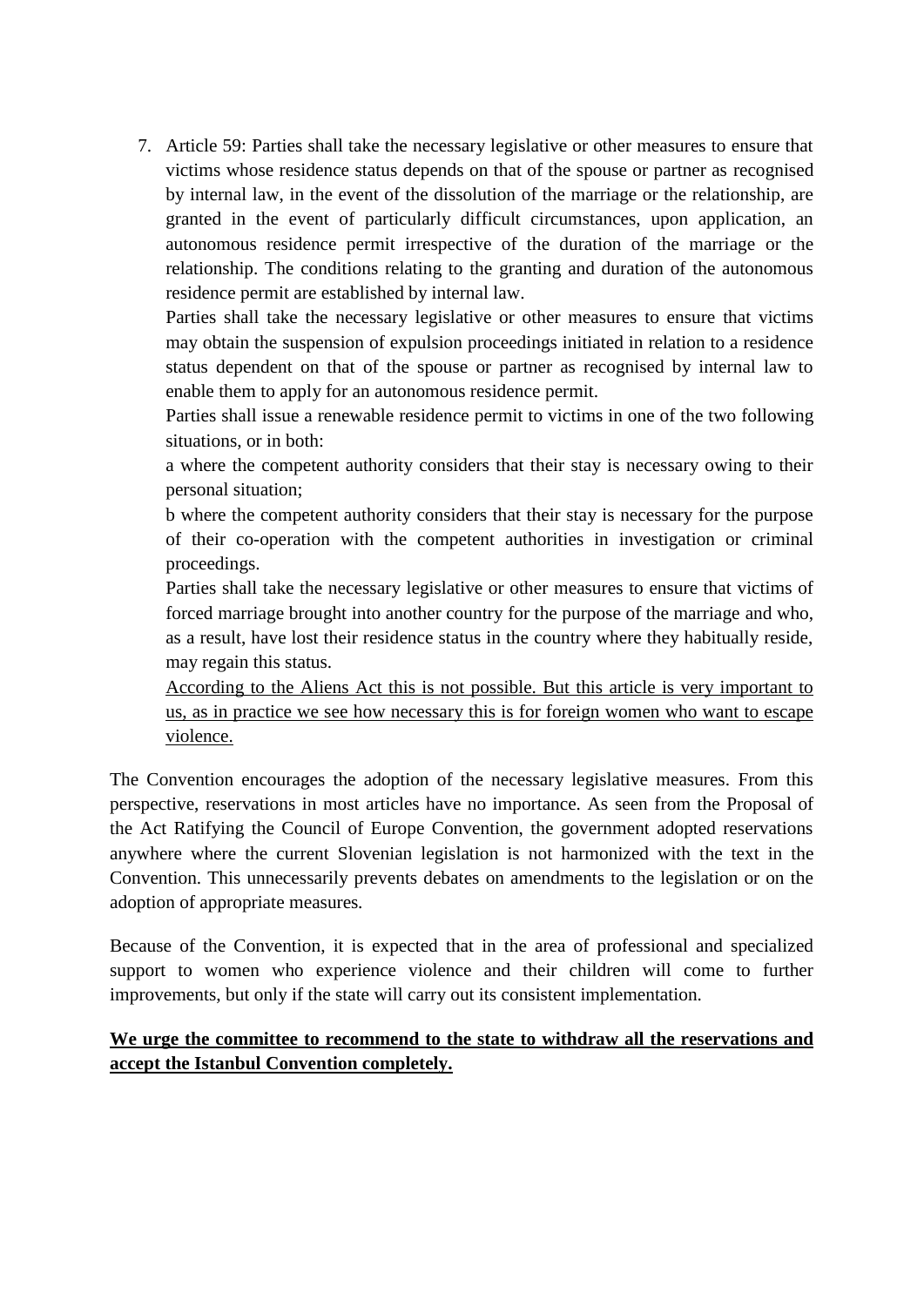7. Article 59: Parties shall take the necessary legislative or other measures to ensure that victims whose residence status depends on that of the spouse or partner as recognised by internal law, in the event of the dissolution of the marriage or the relationship, are granted in the event of particularly difficult circumstances, upon application, an autonomous residence permit irrespective of the duration of the marriage or the relationship. The conditions relating to the granting and duration of the autonomous residence permit are established by internal law.

   Parties shall take the necessary legislative or other measures to ensure that victims may obtain the suspension of expulsion proceedings initiated in relation to a residence status dependent on that of the spouse or partner as recognised by internal law to enable them to apply for an autonomous residence permit.

   Parties shall issue a renewable residence permit to victims in one of the two following situations, or in both:

   a where the competent authority considers that their stay is necessary owing to their personal situation;

   b where the competent authority considers that their stay is necessary for the purpose of their co-operation with the competent authorities in investigation or criminal proceedings.

   Parties shall take the necessary legislative or other measures to ensure that victims of forced marriage brought into another country for the purpose of the marriage and who, as a result, have lost their residence status in the country where they habitually reside, may regain this status.

   <u>According to the Aliens Act this is not possible. But this article is very important to us, as in practice we see how necessary this is for foreign women who want to escape violence.</u>

The Convention encourages the adoption of the necessary legislative measures. From this perspective, reservations in most articles have no importance. As seen from the Proposal of the Act Ratifying the Council of Europe Convention, the government adopted reservations anywhere where the current Slovenian legislation is not harmonized with the text in the Convention. This unnecessarily prevents debates on amendments to the legislation or on the adoption of appropriate measures.

Because of the Convention, it is expected that in the area of professional and specialized support to women who experience violence and their children will come to further improvements, but only if the state will carry out its consistent implementation.

<u>**We urge the committee to recommend to the state to withdraw all the reservations and accept the Istanbul Convention completely.**</u>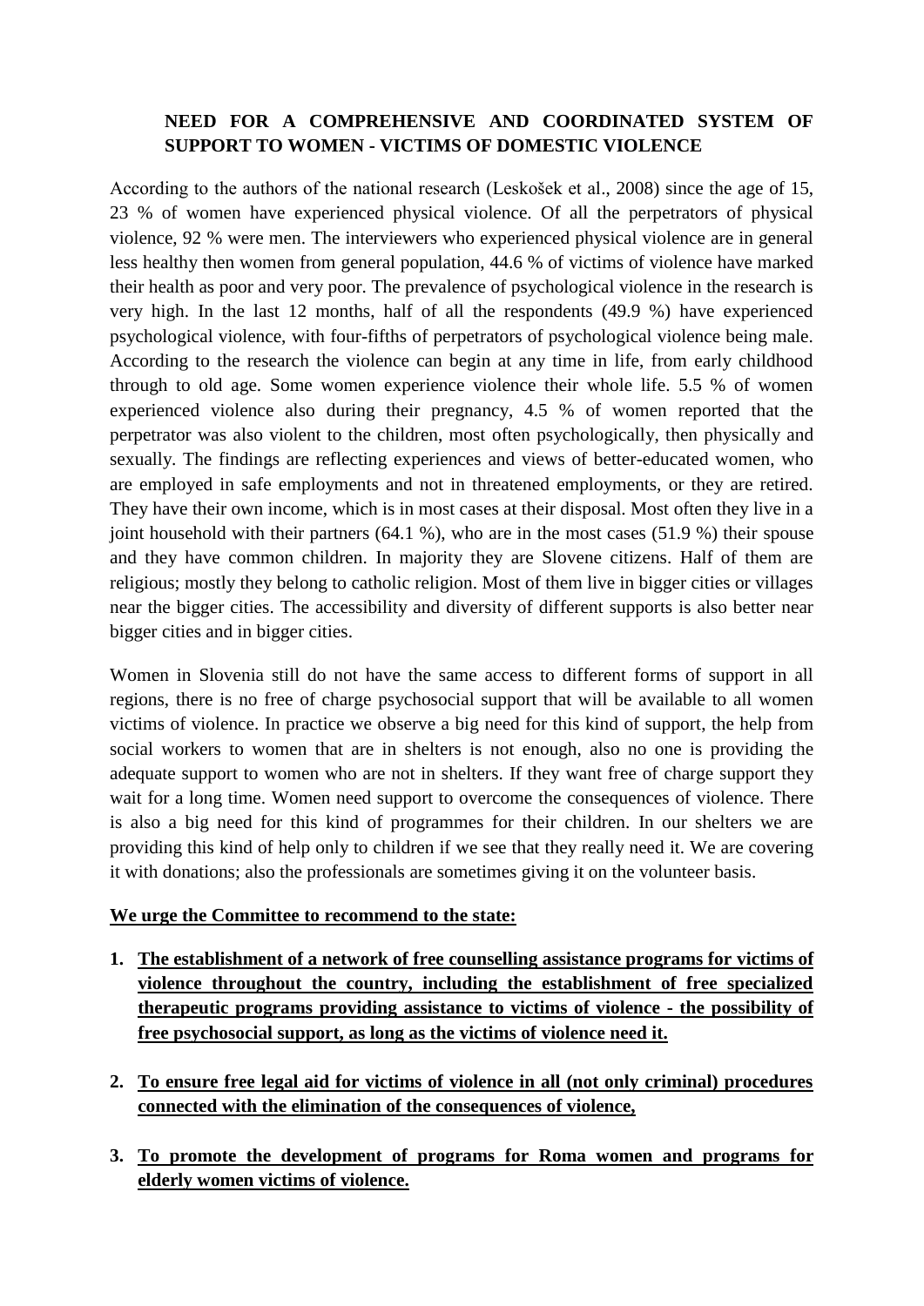## NEED FOR A COMPREHENSIVE AND COORDINATED SYSTEM OF SUPPORT TO WOMEN - VICTIMS OF DOMESTIC VIOLENCE

According to the authors of the national research (Leskošek et al., 2008) since the age of 15, 23 % of women have experienced physical violence. Of all the perpetrators of physical violence, 92 % were men. The interviewers who experienced physical violence are in general less healthy then women from general population, 44.6 % of victims of violence have marked their health as poor and very poor. The prevalence of psychological violence in the research is very high. In the last 12 months, half of all the respondents (49.9 %) have experienced psychological violence, with four-fifths of perpetrators of psychological violence being male. According to the research the violence can begin at any time in life, from early childhood through to old age. Some women experience violence their whole life. 5.5 % of women experienced violence also during their pregnancy, 4.5 % of women reported that the perpetrator was also violent to the children, most often psychologically, then physically and sexually. The findings are reflecting experiences and views of better-educated women, who are employed in safe employments and not in threatened employments, or they are retired. They have their own income, which is in most cases at their disposal. Most often they live in a joint household with their partners (64.1 %), who are in the most cases (51.9 %) their spouse and they have common children. In majority they are Slovene citizens. Half of them are religious; mostly they belong to catholic religion. Most of them live in bigger cities or villages near the bigger cities. The accessibility and diversity of different supports is also better near bigger cities and in bigger cities.

Women in Slovenia still do not have the same access to different forms of support in all regions, there is no free of charge psychosocial support that will be available to all women victims of violence. In practice we observe a big need for this kind of support, the help from social workers to women that are in shelters is not enough, also no one is providing the adequate support to women who are not in shelters. If they want free of charge support they wait for a long time. Women need support to overcome the consequences of violence. There is also a big need for this kind of programmes for their children. In our shelters we are providing this kind of help only to children if we see that they really need it. We are covering it with donations; also the professionals are sometimes giving it on the volunteer basis.

**We urge the Committee to recommend to the state:**

1. **The establishment of a network of free counselling assistance programs for victims of violence throughout the country, including the establishment of free specialized therapeutic programs providing assistance to victims of violence - the possibility of free psychosocial support, as long as the victims of violence need it.**

2. **To ensure free legal aid for victims of violence in all (not only criminal) procedures connected with the elimination of the consequences of violence,**

3. **To promote the development of programs for Roma women and programs for elderly women victims of violence.**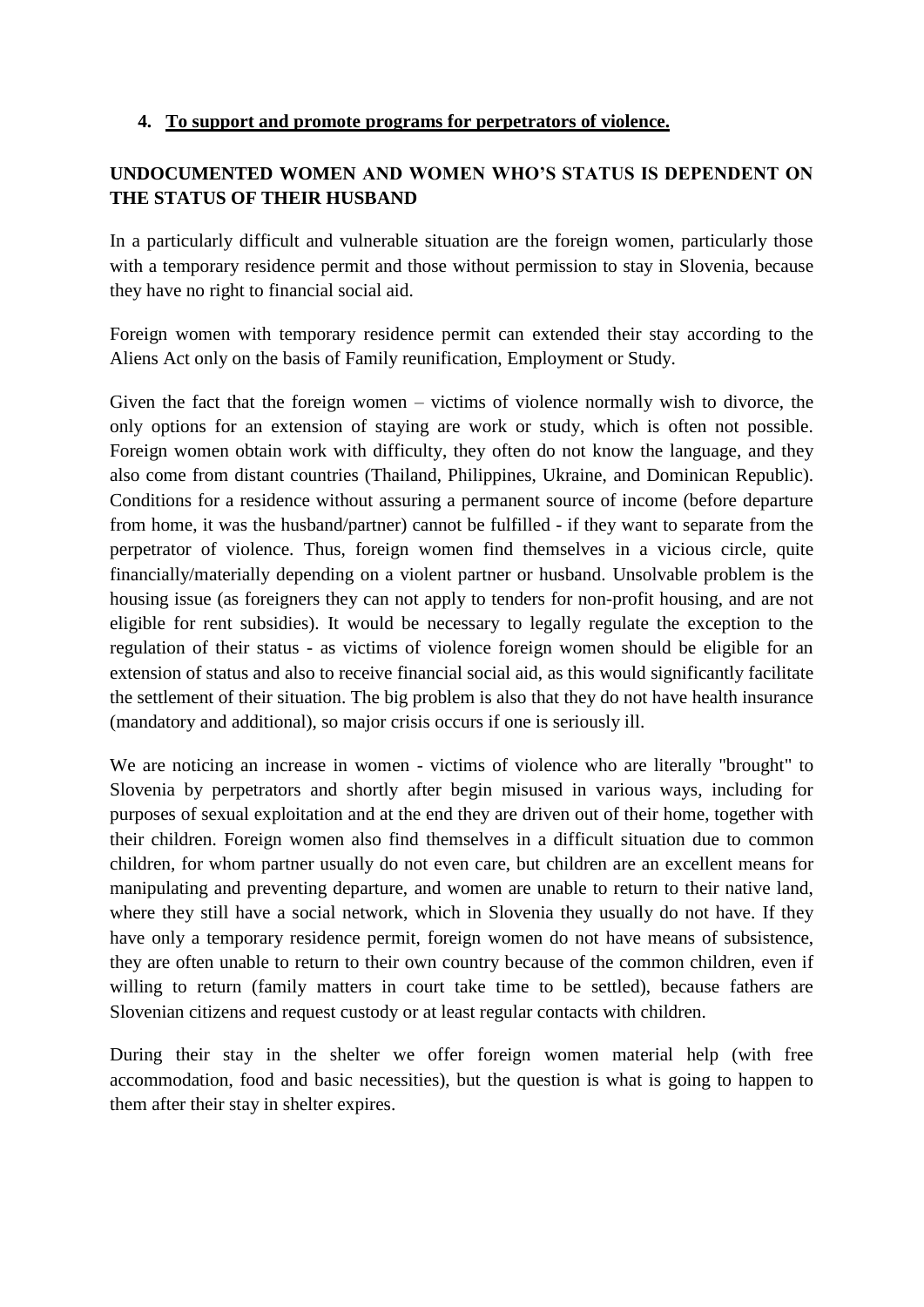4. **<u>To support and promote programs for perpetrators of violence.</u>**

**UNDOCUMENTED WOMEN AND WOMEN WHO'S STATUS IS DEPENDENT ON THE STATUS OF THEIR HUSBAND**

In a particularly difficult and vulnerable situation are the foreign women, particularly those with a temporary residence permit and those without permission to stay in Slovenia, because they have no right to financial social aid.

Foreign women with temporary residence permit can extended their stay according to the Aliens Act only on the basis of Family reunification, Employment or Study.

Given the fact that the foreign women – victims of violence normally wish to divorce, the only options for an extension of staying are work or study, which is often not possible. Foreign women obtain work with difficulty, they often do not know the language, and they also come from distant countries (Thailand, Philippines, Ukraine, and Dominican Republic). Conditions for a residence without assuring a permanent source of income (before departure from home, it was the husband/partner) cannot be fulfilled - if they want to separate from the perpetrator of violence. Thus, foreign women find themselves in a vicious circle, quite financially/materially depending on a violent partner or husband. Unsolvable problem is the housing issue (as foreigners they can not apply to tenders for non-profit housing, and are not eligible for rent subsidies). It would be necessary to legally regulate the exception to the regulation of their status - as victims of violence foreign women should be eligible for an extension of status and also to receive financial social aid, as this would significantly facilitate the settlement of their situation. The big problem is also that they do not have health insurance (mandatory and additional), so major crisis occurs if one is seriously ill.

We are noticing an increase in women - victims of violence who are literally "brought" to Slovenia by perpetrators and shortly after begin misused in various ways, including for purposes of sexual exploitation and at the end they are driven out of their home, together with their children. Foreign women also find themselves in a difficult situation due to common children, for whom partner usually do not even care, but children are an excellent means for manipulating and preventing departure, and women are unable to return to their native land, where they still have a social network, which in Slovenia they usually do not have. If they have only a temporary residence permit, foreign women do not have means of subsistence, they are often unable to return to their own country because of the common children, even if willing to return (family matters in court take time to be settled), because fathers are Slovenian citizens and request custody or at least regular contacts with children.

During their stay in the shelter we offer foreign women material help (with free accommodation, food and basic necessities), but the question is what is going to happen to them after their stay in shelter expires.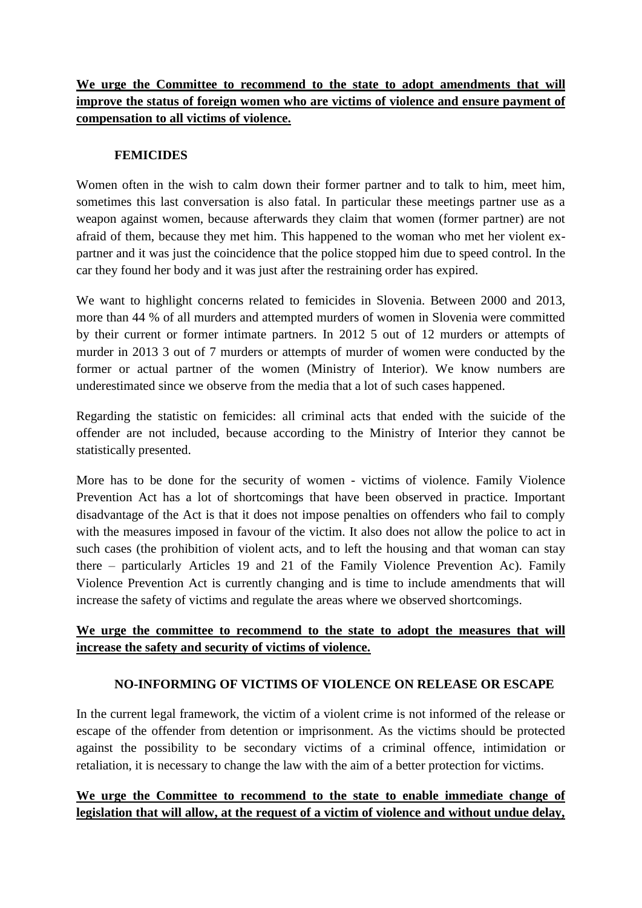**We urge the Committee to recommend to the state to adopt amendments that will improve the status of foreign women who are victims of violence and ensure payment of compensation to all victims of violence.**

## FEMICIDES

Women often in the wish to calm down their former partner and to talk to him, meet him, sometimes this last conversation is also fatal. In particular these meetings partner use as a weapon against women, because afterwards they claim that women (former partner) are not afraid of them, because they met him. This happened to the woman who met her violent ex-partner and it was just the coincidence that the police stopped him due to speed control. In the car they found her body and it was just after the restraining order has expired.

We want to highlight concerns related to femicides in Slovenia. Between 2000 and 2013, more than 44 % of all murders and attempted murders of women in Slovenia were committed by their current or former intimate partners. In 2012 5 out of 12 murders or attempts of murder in 2013 3 out of 7 murders or attempts of murder of women were conducted by the former or actual partner of the women (Ministry of Interior). We know numbers are underestimated since we observe from the media that a lot of such cases happened.

Regarding the statistic on femicides: all criminal acts that ended with the suicide of the offender are not included, because according to the Ministry of Interior they cannot be statistically presented.

More has to be done for the security of women - victims of violence. Family Violence Prevention Act has a lot of shortcomings that have been observed in practice. Important disadvantage of the Act is that it does not impose penalties on offenders who fail to comply with the measures imposed in favour of the victim. It also does not allow the police to act in such cases (the prohibition of violent acts, and to left the housing and that woman can stay there – particularly Articles 19 and 21 of the Family Violence Prevention Ac). Family Violence Prevention Act is currently changing and is time to include amendments that will increase the safety of victims and regulate the areas where we observed shortcomings.

**We urge the committee to recommend to the state to adopt the measures that will increase the safety and security of victims of violence.**

## NO-INFORMING OF VICTIMS OF VIOLENCE ON RELEASE OR ESCAPE

In the current legal framework, the victim of a violent crime is not informed of the release or escape of the offender from detention or imprisonment. As the victims should be protected against the possibility to be secondary victims of a criminal offence, intimidation or retaliation, it is necessary to change the law with the aim of a better protection for victims.

**We urge the Committee to recommend to the state to enable immediate change of legislation that will allow, at the request of a victim of violence and without undue delay,**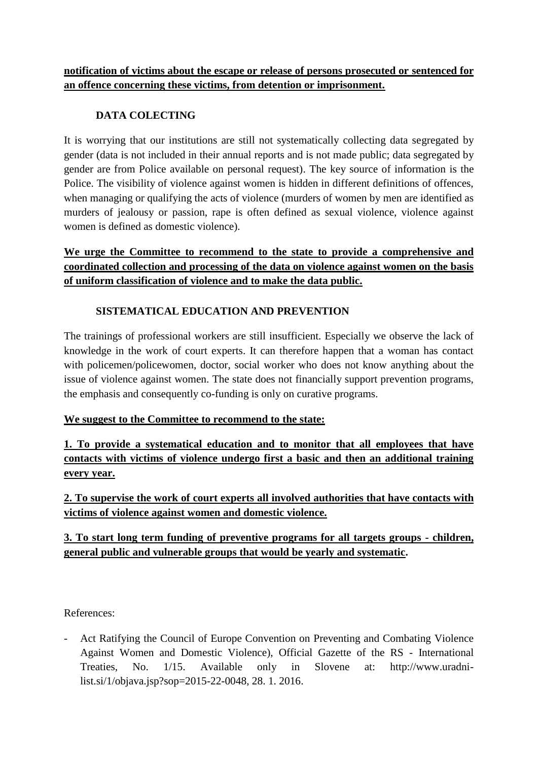**notification of victims about the escape or release of persons prosecuted or sentenced for an offence concerning these victims, from detention or imprisonment.**

## DATA COLECTING

It is worrying that our institutions are still not systematically collecting data segregated by gender (data is not included in their annual reports and is not made public; data segregated by gender are from Police available on personal request). The key source of information is the Police. The visibility of violence against women is hidden in different definitions of offences, when managing or qualifying the acts of violence (murders of women by men are identified as murders of jealousy or passion, rape is often defined as sexual violence, violence against women is defined as domestic violence).

**We urge the Committee to recommend to the state to provide a comprehensive and coordinated collection and processing of the data on violence against women on the basis of uniform classification of violence and to make the data public.**

## SISTEMATICAL EDUCATION AND PREVENTION

The trainings of professional workers are still insufficient. Especially we observe the lack of knowledge in the work of court experts. It can therefore happen that a woman has contact with policemen/policewomen, doctor, social worker who does not know anything about the issue of violence against women. The state does not financially support prevention programs, the emphasis and consequently co-funding is only on curative programs.

**We suggest to the Committee to recommend to the state:**

**1. To provide a systematical education and to monitor that all employees that have contacts with victims of violence undergo first a basic and then an additional training every year.**

**2. To supervise the work of court experts all involved authorities that have contacts with victims of violence against women and domestic violence.**

**3. To start long term funding of preventive programs for all targets groups - children, general public and vulnerable groups that would be yearly and systematic.**

References:

- Act Ratifying the Council of Europe Convention on Preventing and Combating Violence Against Women and Domestic Violence), Official Gazette of the RS - International Treaties, No. 1/15. Available only in Slovene at: http://www.uradni-list.si/1/objava.jsp?sop=2015-22-0048, 28. 1. 2016.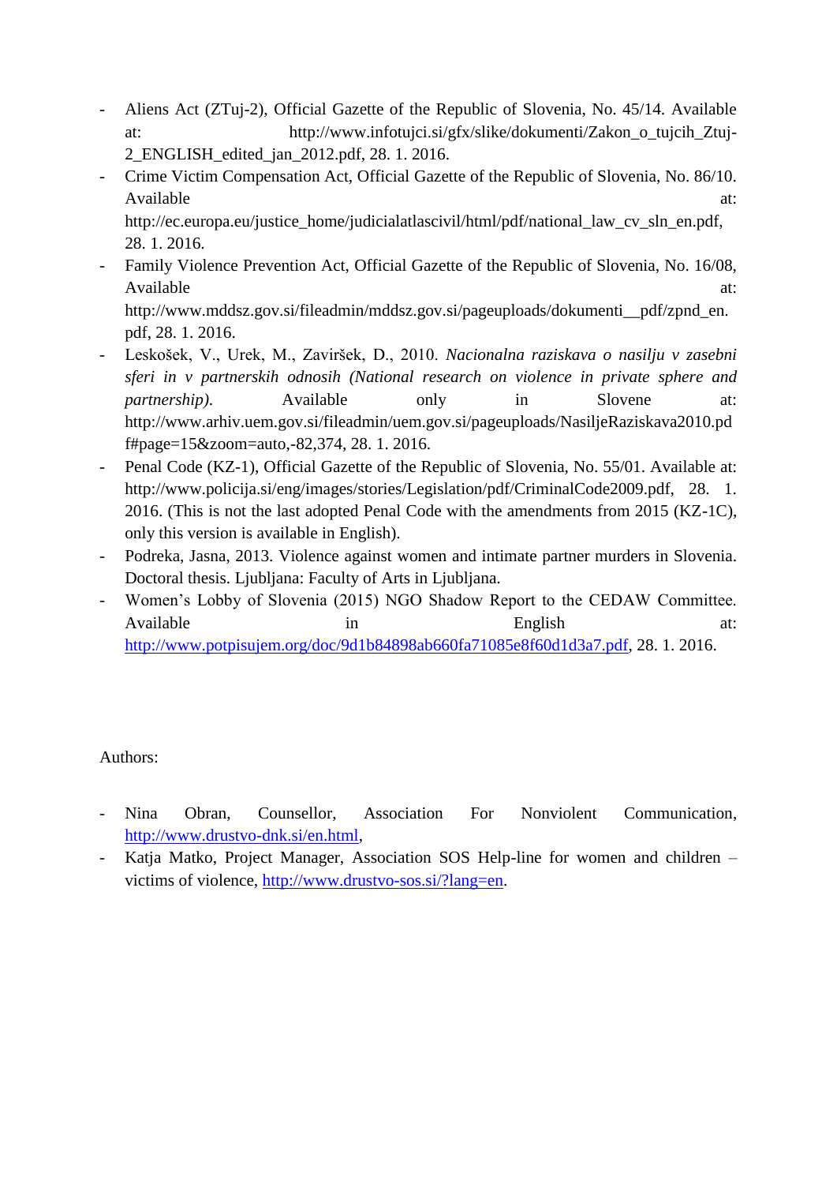- Aliens Act (ZTuj-2), Official Gazette of the Republic of Slovenia, No. 45/14. Available at: http://www.infotujci.si/gfx/slike/dokumenti/Zakon_o_tujcih_Ztuj-2_ENGLISH_edited_jan_2012.pdf, 28. 1. 2016.
- Crime Victim Compensation Act, Official Gazette of the Republic of Slovenia, No. 86/10. Available at: http://ec.europa.eu/justice_home/judicialatlascivil/html/pdf/national_law_cv_sln_en.pdf, 28. 1. 2016.
- Family Violence Prevention Act, Official Gazette of the Republic of Slovenia, No. 16/08, Available at: http://www.mddsz.gov.si/fileadmin/mddsz.gov.si/pageuploads/dokumenti__pdf/zpnd_en.pdf, 28. 1. 2016.
- Leskošek, V., Urek, M., Zaviršek, D., 2010. *Nacionalna raziskava o nasilju v zasebni sferi in v partnerskih odnosih (National research on violence in private sphere and partnership).* Available only in Slovene at: http://www.arhiv.uem.gov.si/fileadmin/uem.gov.si/pageuploads/NasiljeRaziskava2010.pdf#page=15&zoom=auto,-82,374, 28. 1. 2016.
- Penal Code (KZ-1), Official Gazette of the Republic of Slovenia, No. 55/01. Available at: http://www.policija.si/eng/images/stories/Legislation/pdf/CriminalCode2009.pdf, 28. 1. 2016. (This is not the last adopted Penal Code with the amendments from 2015 (KZ-1C), only this version is available in English).
- Podreka, Jasna, 2013. Violence against women and intimate partner murders in Slovenia. Doctoral thesis. Ljubljana: Faculty of Arts in Ljubljana.
- Women's Lobby of Slovenia (2015) NGO Shadow Report to the CEDAW Committee. Available in English at: http://www.potpisujem.org/doc/9d1b84898ab660fa71085e8f60d1d3a7.pdf, 28. 1. 2016.

Authors:

- Nina Obran, Counsellor, Association For Nonviolent Communication, http://www.drustvo-dnk.si/en.html,
- Katja Matko, Project Manager, Association SOS Help-line for women and children – victims of violence, http://www.drustvo-sos.si/?lang=en.